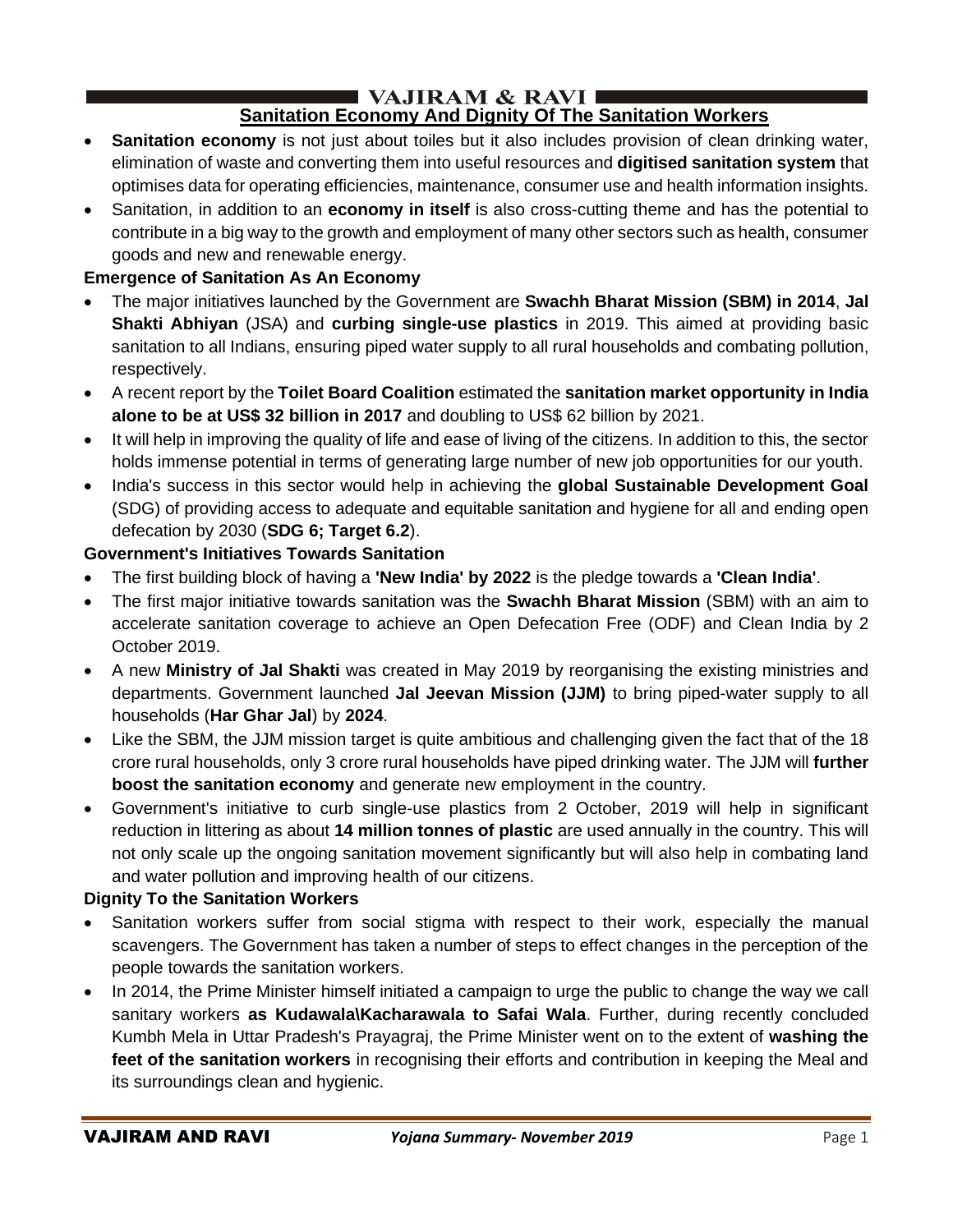## Sanitation Economy And Dignity Of The Sanitation Workers

- **Sanitation economy** is not just about toiles but it also includes provision of clean drinking water, elimination of waste and converting them into useful resources and **digitised sanitation system** that optimises data for operating efficiencies, maintenance, consumer use and health information insights.
- Sanitation, in addition to an **economy in itself** is also cross-cutting theme and has the potential to contribute in a big way to the growth and employment of many other sectors such as health, consumer goods and new and renewable energy.

### Emergence of Sanitation As An Economy

- The major initiatives launched by the Government are **Swachh Bharat Mission (SBM) in 2014**, **Jal Shakti Abhiyan** (JSA) and **curbing single-use plastics** in 2019. This aimed at providing basic sanitation to all Indians, ensuring piped water supply to all rural households and combating pollution, respectively.
- A recent report by the **Toilet Board Coalition** estimated the **sanitation market opportunity in India alone to be at US$ 32 billion in 2017** and doubling to US$ 62 billion by 2021.
- It will help in improving the quality of life and ease of living of the citizens. In addition to this, the sector holds immense potential in terms of generating large number of new job opportunities for our youth.
- India's success in this sector would help in achieving the **global Sustainable Development Goal** (SDG) of providing access to adequate and equitable sanitation and hygiene for all and ending open defecation by 2030 (**SDG 6; Target 6.2**).

### Government's Initiatives Towards Sanitation

- The first building block of having a **'New India' by 2022** is the pledge towards a **'Clean India'**.
- The first major initiative towards sanitation was the **Swachh Bharat Mission** (SBM) with an aim to accelerate sanitation coverage to achieve an Open Defecation Free (ODF) and Clean India by 2 October 2019.
- A new **Ministry of Jal Shakti** was created in May 2019 by reorganising the existing ministries and departments. Government launched **Jal Jeevan Mission (JJM)** to bring piped-water supply to all households (**Har Ghar Jal**) by **2024**.
- Like the SBM, the JJM mission target is quite ambitious and challenging given the fact that of the 18 crore rural households, only 3 crore rural households have piped drinking water. The JJM will **further boost the sanitation economy** and generate new employment in the country.
- Government's initiative to curb single-use plastics from 2 October, 2019 will help in significant reduction in littering as about **14 million tonnes of plastic** are used annually in the country. This will not only scale up the ongoing sanitation movement significantly but will also help in combating land and water pollution and improving health of our citizens.

### Dignity To the Sanitation Workers

- Sanitation workers suffer from social stigma with respect to their work, especially the manual scavengers. The Government has taken a number of steps to effect changes in the perception of the people towards the sanitation workers.
- In 2014, the Prime Minister himself initiated a campaign to urge the public to change the way we call sanitary workers **as Kudawala\Kacharawala to Safai Wala**. Further, during recently concluded Kumbh Mela in Uttar Pradesh's Prayagraj, the Prime Minister went on to the extent of **washing the feet of the sanitation workers** in recognising their efforts and contribution in keeping the Meal and its surroundings clean and hygienic.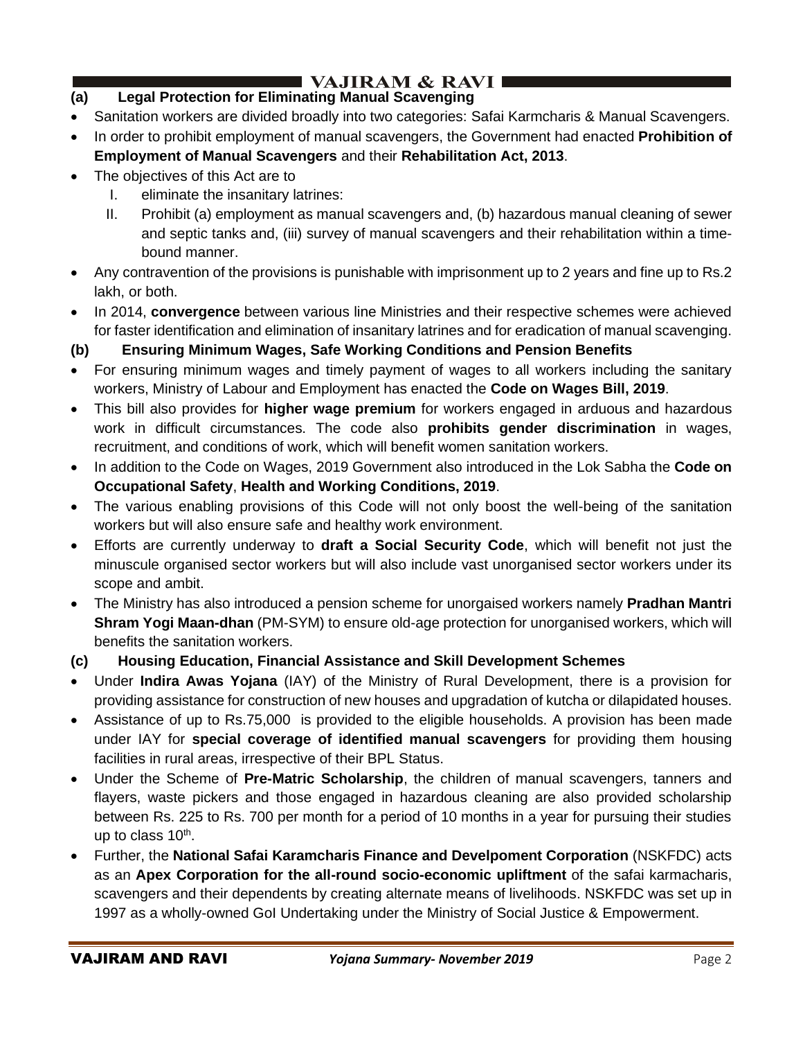### (a) Legal Protection for Eliminating Manual Scavenging

- Sanitation workers are divided broadly into two categories: Safai Karmcharis & Manual Scavengers.
- In order to prohibit employment of manual scavengers, the Government had enacted **Prohibition of Employment of Manual Scavengers** and their **Rehabilitation Act, 2013**.
- The objectives of this Act are to
  - I. eliminate the insanitary latrines:
  - II. Prohibit (a) employment as manual scavengers and, (b) hazardous manual cleaning of sewer and septic tanks and, (iii) survey of manual scavengers and their rehabilitation within a time-bound manner.
- Any contravention of the provisions is punishable with imprisonment up to 2 years and fine up to Rs.2 lakh, or both.
- In 2014, **convergence** between various line Ministries and their respective schemes were achieved for faster identification and elimination of insanitary latrines and for eradication of manual scavenging.

### (b) Ensuring Minimum Wages, Safe Working Conditions and Pension Benefits

- For ensuring minimum wages and timely payment of wages to all workers including the sanitary workers, Ministry of Labour and Employment has enacted the **Code on Wages Bill, 2019**.
- This bill also provides for **higher wage premium** for workers engaged in arduous and hazardous work in difficult circumstances. The code also **prohibits gender discrimination** in wages, recruitment, and conditions of work, which will benefit women sanitation workers.
- In addition to the Code on Wages, 2019 Government also introduced in the Lok Sabha the **Code on Occupational Safety**, **Health and Working Conditions, 2019**.
- The various enabling provisions of this Code will not only boost the well-being of the sanitation workers but will also ensure safe and healthy work environment.
- Efforts are currently underway to **draft a Social Security Code**, which will benefit not just the minuscule organised sector workers but will also include vast unorganised sector workers under its scope and ambit.
- The Ministry has also introduced a pension scheme for unorgaised workers namely **Pradhan Mantri Shram Yogi Maan-dhan** (PM-SYM) to ensure old-age protection for unorganised workers, which will benefits the sanitation workers.

### (c) Housing Education, Financial Assistance and Skill Development Schemes

- Under **Indira Awas Yojana** (IAY) of the Ministry of Rural Development, there is a provision for providing assistance for construction of new houses and upgradation of kutcha or dilapidated houses.
- Assistance of up to Rs.75,000 is provided to the eligible households. A provision has been made under IAY for **special coverage of identified manual scavengers** for providing them housing facilities in rural areas, irrespective of their BPL Status.
- Under the Scheme of **Pre-Matric Scholarship**, the children of manual scavengers, tanners and flayers, waste pickers and those engaged in hazardous cleaning are also provided scholarship between Rs. 225 to Rs. 700 per month for a period of 10 months in a year for pursuing their studies up to class 10th.
- Further, the **National Safai Karamcharis Finance and Develpoment Corporation** (NSKFDC) acts as an **Apex Corporation for the all-round socio-economic upliftment** of the safai karmacharis, scavengers and their dependents by creating alternate means of livelihoods. NSKFDC was set up in 1997 as a wholly-owned GoI Undertaking under the Ministry of Social Justice & Empowerment.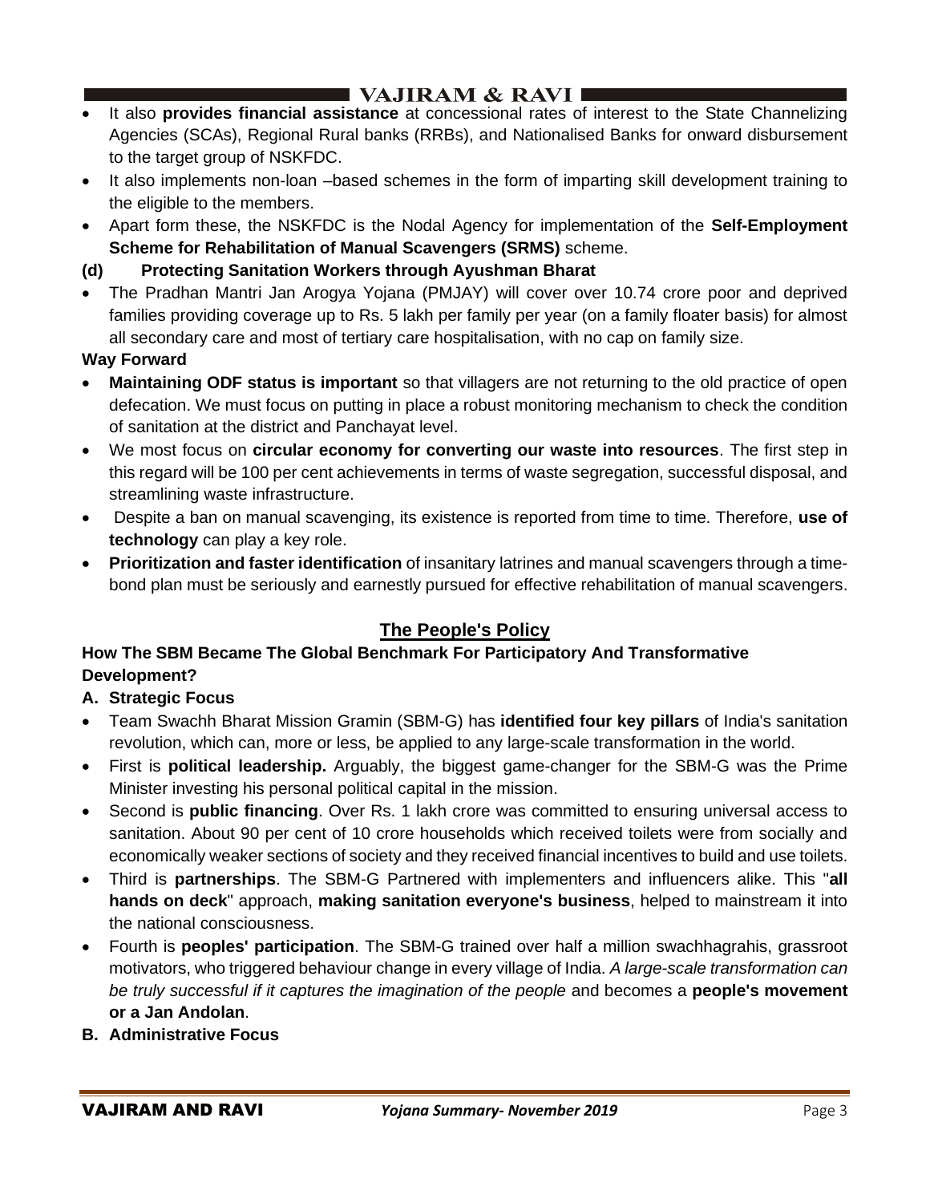- It also **provides financial assistance** at concessional rates of interest to the State Channelizing Agencies (SCAs), Regional Rural banks (RRBs), and Nationalised Banks for onward disbursement to the target group of NSKFDC.
- It also implements non-loan –based schemes in the form of imparting skill development training to the eligible to the members.
- Apart form these, the NSKFDC is the Nodal Agency for implementation of the **Self-Employment Scheme for Rehabilitation of Manual Scavengers (SRMS)** scheme.

**(d) Protecting Sanitation Workers through Ayushman Bharat**

- The Pradhan Mantri Jan Arogya Yojana (PMJAY) will cover over 10.74 crore poor and deprived families providing coverage up to Rs. 5 lakh per family per year (on a family floater basis) for almost all secondary care and most of tertiary care hospitalisation, with no cap on family size.

**Way Forward**

- **Maintaining ODF status is important** so that villagers are not returning to the old practice of open defecation. We must focus on putting in place a robust monitoring mechanism to check the condition of sanitation at the district and Panchayat level.
- We most focus on **circular economy for converting our waste into resources**. The first step in this regard will be 100 per cent achievements in terms of waste segregation, successful disposal, and streamlining waste infrastructure.
- Despite a ban on manual scavenging, its existence is reported from time to time. Therefore, **use of technology** can play a key role.
- **Prioritization and faster identification** of insanitary latrines and manual scavengers through a time-bond plan must be seriously and earnestly pursued for effective rehabilitation of manual scavengers.

## The People's Policy

### How The SBM Became The Global Benchmark For Participatory And Transformative Development?

**A. Strategic Focus**

- Team Swachh Bharat Mission Gramin (SBM-G) has **identified four key pillars** of India's sanitation revolution, which can, more or less, be applied to any large-scale transformation in the world.
- First is **political leadership.** Arguably, the biggest game-changer for the SBM-G was the Prime Minister investing his personal political capital in the mission.
- Second is **public financing**. Over Rs. 1 lakh crore was committed to ensuring universal access to sanitation. About 90 per cent of 10 crore households which received toilets were from socially and economically weaker sections of society and they received financial incentives to build and use toilets.
- Third is **partnerships**. The SBM-G Partnered with implementers and influencers alike. This "**all hands on deck**" approach, **making sanitation everyone's business**, helped to mainstream it into the national consciousness.
- Fourth is **peoples' participation**. The SBM-G trained over half a million swachhagrahis, grassroot motivators, who triggered behaviour change in every village of India. *A large-scale transformation can be truly successful if it captures the imagination of the people* and becomes a **people's movement or a Jan Andolan**.

**B. Administrative Focus**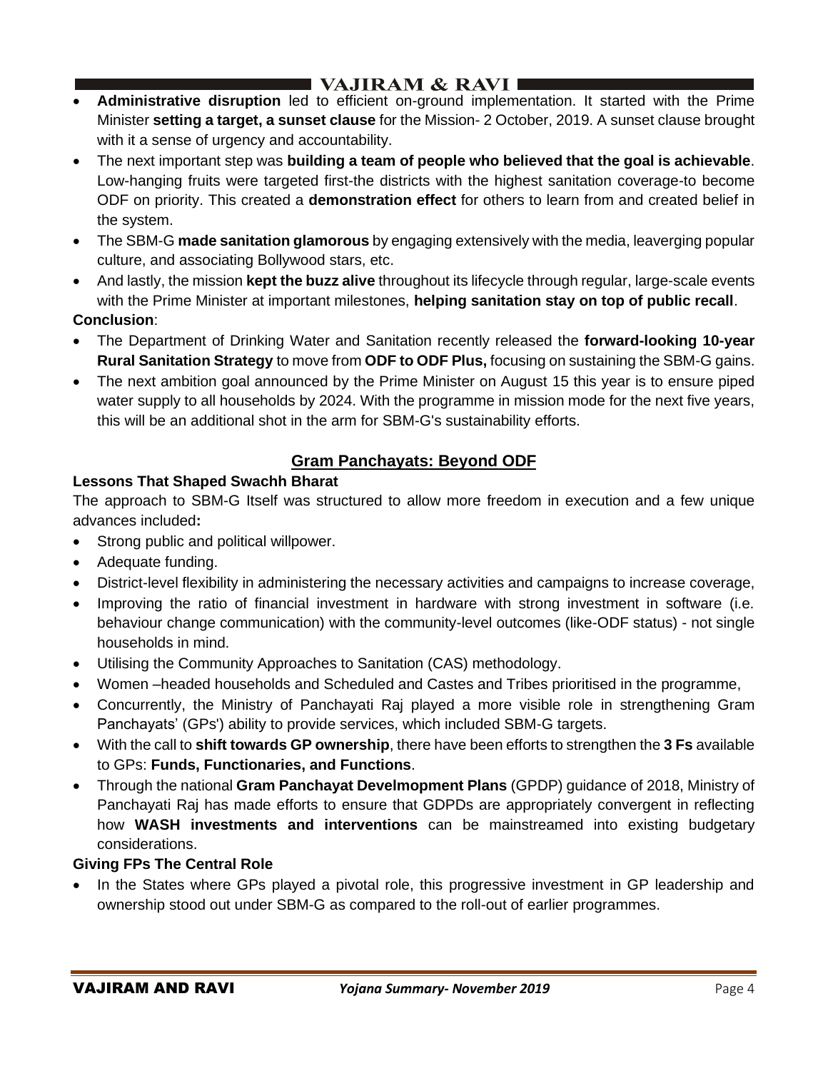- **Administrative disruption** led to efficient on-ground implementation. It started with the Prime Minister **setting a target, a sunset clause** for the Mission- 2 October, 2019. A sunset clause brought with it a sense of urgency and accountability.
- The next important step was **building a team of people who believed that the goal is achievable**. Low-hanging fruits were targeted first-the districts with the highest sanitation coverage-to become ODF on priority. This created a **demonstration effect** for others to learn from and created belief in the system.
- The SBM-G **made sanitation glamorous** by engaging extensively with the media, leaverging popular culture, and associating Bollywood stars, etc.
- And lastly, the mission **kept the buzz alive** throughout its lifecycle through regular, large-scale events with the Prime Minister at important milestones, **helping sanitation stay on top of public recall**.

**Conclusion**:

- The Department of Drinking Water and Sanitation recently released the **forward-looking 10-year Rural Sanitation Strategy** to move from **ODF to ODF Plus,** focusing on sustaining the SBM-G gains.
- The next ambition goal announced by the Prime Minister on August 15 this year is to ensure piped water supply to all households by 2024. With the programme in mission mode for the next five years, this will be an additional shot in the arm for SBM-G's sustainability efforts.

## Gram Panchayats: Beyond ODF

**Lessons That Shaped Swachh Bharat**

The approach to SBM-G Itself was structured to allow more freedom in execution and a few unique advances included**:**

- Strong public and political willpower.
- Adequate funding.
- District-level flexibility in administering the necessary activities and campaigns to increase coverage,
- Improving the ratio of financial investment in hardware with strong investment in software (i.e. behaviour change communication) with the community-level outcomes (like-ODF status) - not single households in mind.
- Utilising the Community Approaches to Sanitation (CAS) methodology.
- Women –headed households and Scheduled and Castes and Tribes prioritised in the programme,
- Concurrently, the Ministry of Panchayati Raj played a more visible role in strengthening Gram Panchayats' (GPs') ability to provide services, which included SBM-G targets.
- With the call to **shift towards GP ownership**, there have been efforts to strengthen the **3 Fs** available to GPs: **Funds, Functionaries, and Functions**.
- Through the national **Gram Panchayat Develmopment Plans** (GPDP) guidance of 2018, Ministry of Panchayati Raj has made efforts to ensure that GDPDs are appropriately convergent in reflecting how **WASH investments and interventions** can be mainstreamed into existing budgetary considerations.

**Giving FPs The Central Role**

- In the States where GPs played a pivotal role, this progressive investment in GP leadership and ownership stood out under SBM-G as compared to the roll-out of earlier programmes.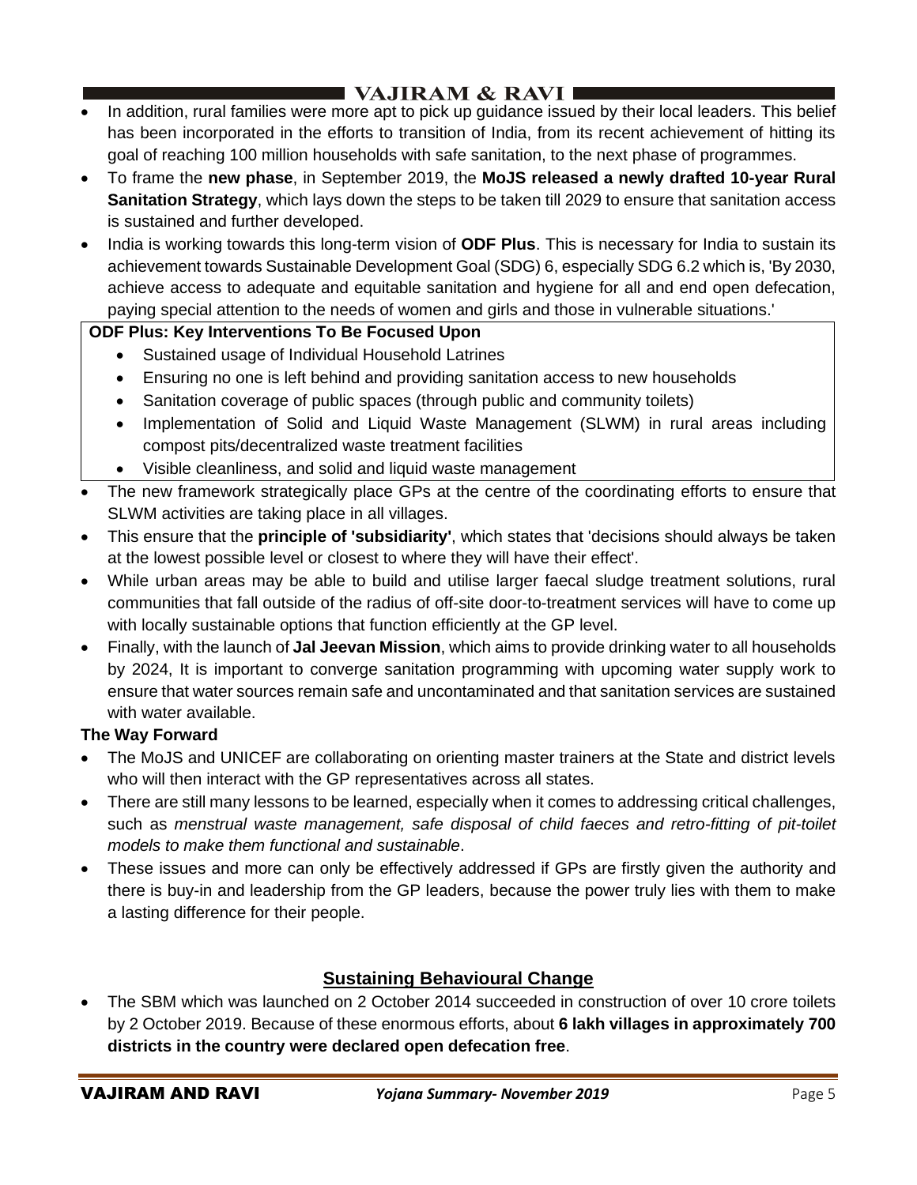- In addition, rural families were more apt to pick up guidance issued by their local leaders. This belief has been incorporated in the efforts to transition of India, from its recent achievement of hitting its goal of reaching 100 million households with safe sanitation, to the next phase of programmes.
- To frame the **new phase**, in September 2019, the **MoJS released a newly drafted 10-year Rural Sanitation Strategy**, which lays down the steps to be taken till 2029 to ensure that sanitation access is sustained and further developed.
- India is working towards this long-term vision of **ODF Plus**. This is necessary for India to sustain its achievement towards Sustainable Development Goal (SDG) 6, especially SDG 6.2 which is, 'By 2030, achieve access to adequate and equitable sanitation and hygiene for all and end open defecation, paying special attention to the needs of women and girls and those in vulnerable situations.'

**ODF Plus: Key Interventions To Be Focused Upon**

- Sustained usage of Individual Household Latrines
- Ensuring no one is left behind and providing sanitation access to new households
- Sanitation coverage of public spaces (through public and community toilets)
- Implementation of Solid and Liquid Waste Management (SLWM) in rural areas including compost pits/decentralized waste treatment facilities
- Visible cleanliness, and solid and liquid waste management

- The new framework strategically place GPs at the centre of the coordinating efforts to ensure that SLWM activities are taking place in all villages.
- This ensure that the **principle of 'subsidiarity'**, which states that 'decisions should always be taken at the lowest possible level or closest to where they will have their effect'.
- While urban areas may be able to build and utilise larger faecal sludge treatment solutions, rural communities that fall outside of the radius of off-site door-to-treatment services will have to come up with locally sustainable options that function efficiently at the GP level.
- Finally, with the launch of **Jal Jeevan Mission**, which aims to provide drinking water to all households by 2024, It is important to converge sanitation programming with upcoming water supply work to ensure that water sources remain safe and uncontaminated and that sanitation services are sustained with water available.

**The Way Forward**

- The MoJS and UNICEF are collaborating on orienting master trainers at the State and district levels who will then interact with the GP representatives across all states.
- There are still many lessons to be learned, especially when it comes to addressing critical challenges, such as *menstrual waste management, safe disposal of child faeces and retro-fitting of pit-toilet models to make them functional and sustainable*.
- These issues and more can only be effectively addressed if GPs are firstly given the authority and there is buy-in and leadership from the GP leaders, because the power truly lies with them to make a lasting difference for their people.

## Sustaining Behavioural Change

- The SBM which was launched on 2 October 2014 succeeded in construction of over 10 crore toilets by 2 October 2019. Because of these enormous efforts, about **6 lakh villages in approximately 700 districts in the country were declared open defecation free**.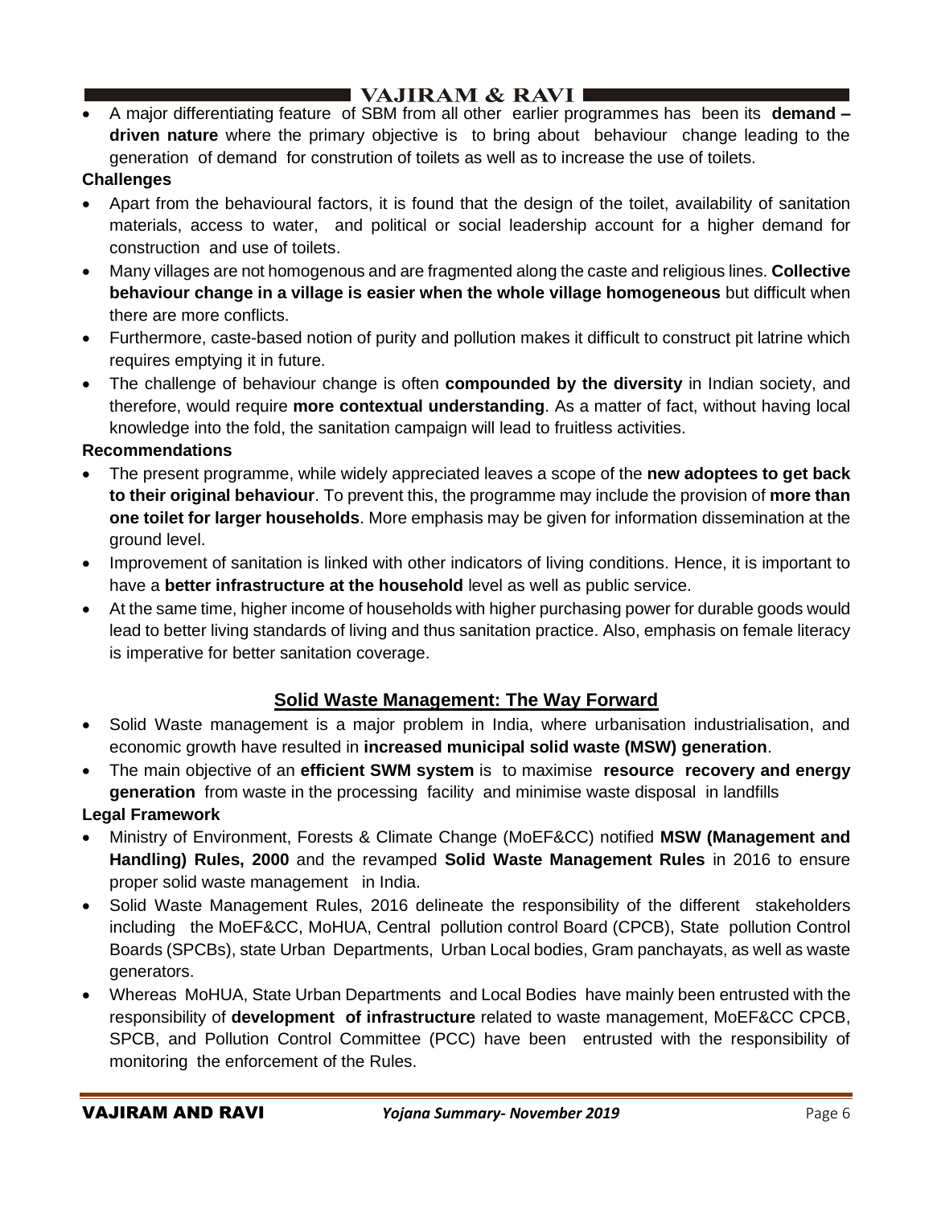- A major differentiating feature of SBM from all other earlier programmes has been its **demand – driven nature** where the primary objective is to bring about behaviour change leading to the generation of demand for constrution of toilets as well as to increase the use of toilets.

**Challenges**

- Apart from the behavioural factors, it is found that the design of the toilet, availability of sanitation materials, access to water, and political or social leadership account for a higher demand for construction and use of toilets.
- Many villages are not homogenous and are fragmented along the caste and religious lines. **Collective behaviour change in a village is easier when the whole village homogeneous** but difficult when there are more conflicts.
- Furthermore, caste-based notion of purity and pollution makes it difficult to construct pit latrine which requires emptying it in future.
- The challenge of behaviour change is often **compounded by the diversity** in Indian society, and therefore, would require **more contextual understanding**. As a matter of fact, without having local knowledge into the fold, the sanitation campaign will lead to fruitless activities.

**Recommendations**

- The present programme, while widely appreciated leaves a scope of the **new adoptees to get back to their original behaviour**. To prevent this, the programme may include the provision of **more than one toilet for larger households**. More emphasis may be given for information dissemination at the ground level.
- Improvement of sanitation is linked with other indicators of living conditions. Hence, it is important to have a **better infrastructure at the household** level as well as public service.
- At the same time, higher income of households with higher purchasing power for durable goods would lead to better living standards of living and thus sanitation practice. Also, emphasis on female literacy is imperative for better sanitation coverage.

## Solid Waste Management: The Way Forward

- Solid Waste management is a major problem in India, where urbanisation industrialisation, and economic growth have resulted in **increased municipal solid waste (MSW) generation**.
- The main objective of an **efficient SWM system** is to maximise **resource recovery and energy generation** from waste in the processing facility and minimise waste disposal in landfills

**Legal Framework**

- Ministry of Environment, Forests & Climate Change (MoEF&CC) notified **MSW (Management and Handling) Rules, 2000** and the revamped **Solid Waste Management Rules** in 2016 to ensure proper solid waste management in India.
- Solid Waste Management Rules, 2016 delineate the responsibility of the different stakeholders including the MoEF&CC, MoHUA, Central pollution control Board (CPCB), State pollution Control Boards (SPCBs), state Urban Departments, Urban Local bodies, Gram panchayats, as well as waste generators.
- Whereas MoHUA, State Urban Departments and Local Bodies have mainly been entrusted with the responsibility of **development of infrastructure** related to waste management, MoEF&CC CPCB, SPCB, and Pollution Control Committee (PCC) have been entrusted with the responsibility of monitoring the enforcement of the Rules.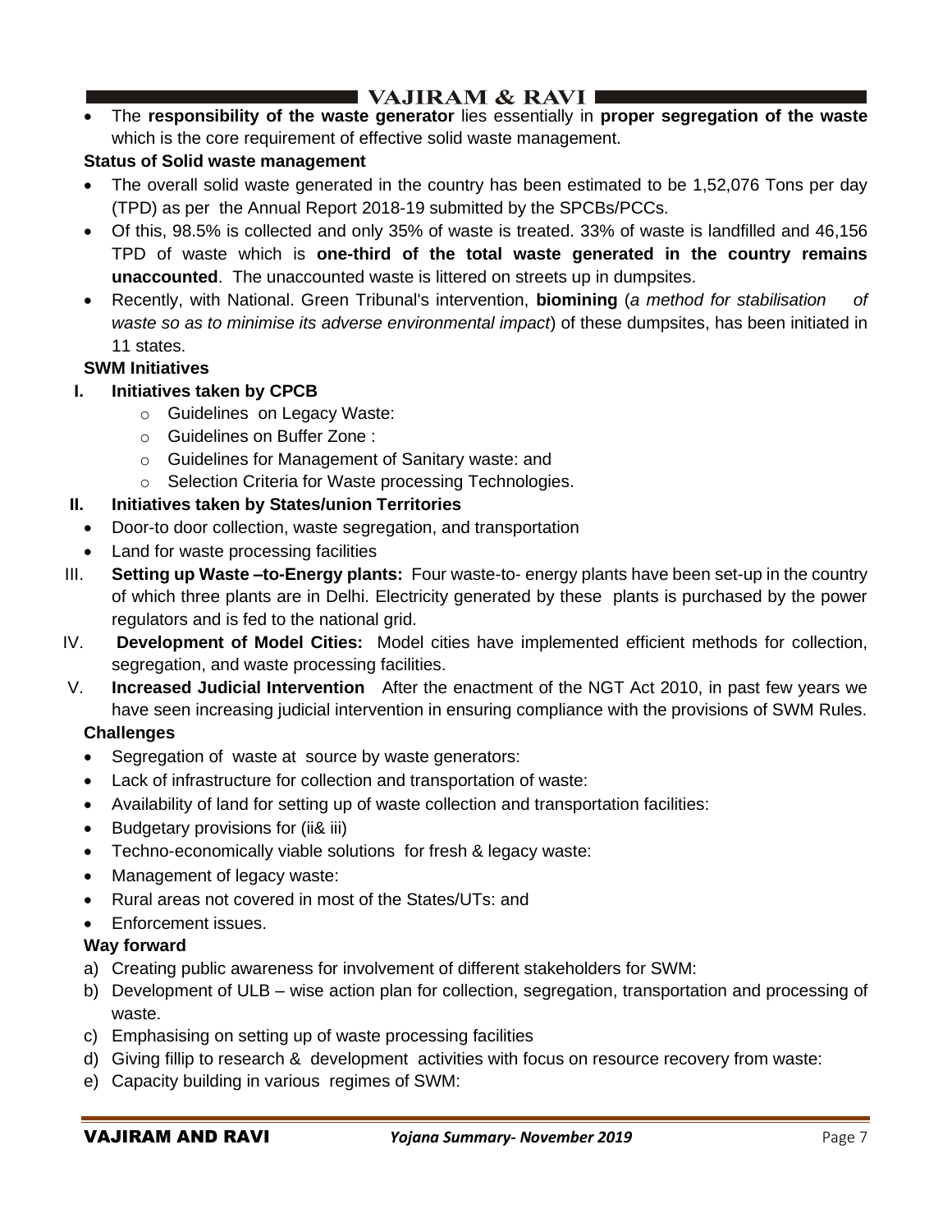- The **responsibility of the waste generator** lies essentially in **proper segregation of the waste** which is the core requirement of effective solid waste management.

**Status of Solid waste management**

- The overall solid waste generated in the country has been estimated to be 1,52,076 Tons per day (TPD) as per the Annual Report 2018-19 submitted by the SPCBs/PCCs.
- Of this, 98.5% is collected and only 35% of waste is treated. 33% of waste is landfilled and 46,156 TPD of waste which is **one-third of the total waste generated in the country remains unaccounted**. The unaccounted waste is littered on streets up in dumpsites.
- Recently, with National. Green Tribunal's intervention, **biomining** (*a method for stabilisation of waste so as to minimise its adverse environmental impact*) of these dumpsites, has been initiated in 11 states.

**SWM Initiatives**

**I. Initiatives taken by CPCB**

- Guidelines on Legacy Waste:
- Guidelines on Buffer Zone :
- Guidelines for Management of Sanitary waste: and
- Selection Criteria for Waste processing Technologies.

**II. Initiatives taken by States/union Territories**

- Door-to door collection, waste segregation, and transportation
- Land for waste processing facilities

III. **Setting up Waste –to-Energy plants:** Four waste-to- energy plants have been set-up in the country of which three plants are in Delhi. Electricity generated by these plants is purchased by the power regulators and is fed to the national grid.

IV. **Development of Model Cities:** Model cities have implemented efficient methods for collection, segregation, and waste processing facilities.

V. **Increased Judicial Intervention** After the enactment of the NGT Act 2010, in past few years we have seen increasing judicial intervention in ensuring compliance with the provisions of SWM Rules.

**Challenges**

- Segregation of waste at source by waste generators:
- Lack of infrastructure for collection and transportation of waste:
- Availability of land for setting up of waste collection and transportation facilities:
- Budgetary provisions for (ii& iii)
- Techno-economically viable solutions for fresh & legacy waste:
- Management of legacy waste:
- Rural areas not covered in most of the States/UTs: and
- Enforcement issues.

**Way forward**

a) Creating public awareness for involvement of different stakeholders for SWM:
b) Development of ULB – wise action plan for collection, segregation, transportation and processing of waste.
c) Emphasising on setting up of waste processing facilities
d) Giving fillip to research & development activities with focus on resource recovery from waste:
e) Capacity building in various regimes of SWM: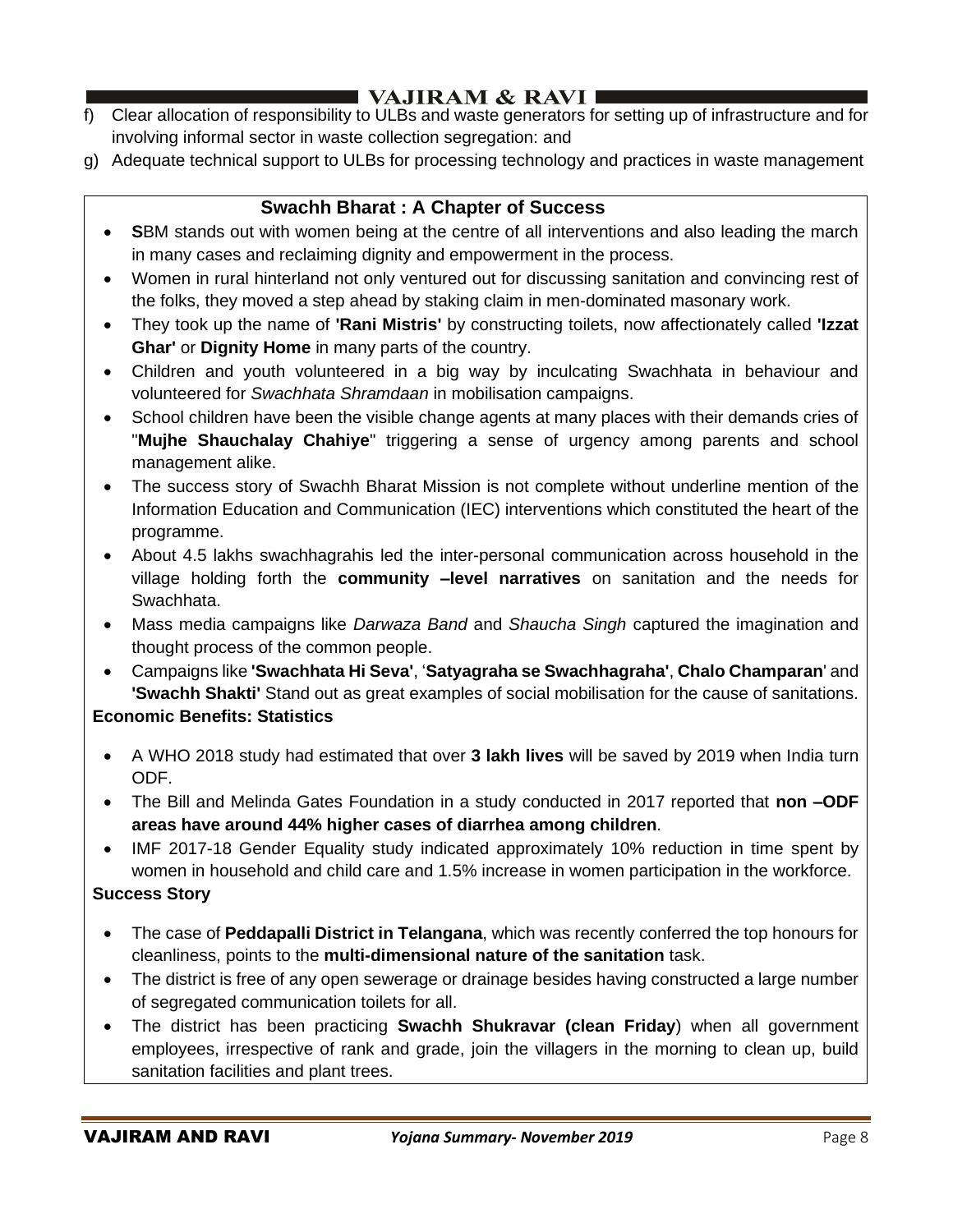f) Clear allocation of responsibility to ULBs and waste generators for setting up of infrastructure and for involving informal sector in waste collection segregation: and

g) Adequate technical support to ULBs for processing technology and practices in waste management

## Swachh Bharat : A Chapter of Success

- **S**BM stands out with women being at the centre of all interventions and also leading the march in many cases and reclaiming dignity and empowerment in the process.
- Women in rural hinterland not only ventured out for discussing sanitation and convincing rest of the folks, they moved a step ahead by staking claim in men-dominated masonary work.
- They took up the name of **'Rani Mistris'** by constructing toilets, now affectionately called **'Izzat Ghar'** or **Dignity Home** in many parts of the country.
- Children and youth volunteered in a big way by inculcating Swachhata in behaviour and volunteered for *Swachhata Shramdaan* in mobilisation campaigns.
- School children have been the visible change agents at many places with their demands cries of "**Mujhe Shauchalay Chahiye**" triggering a sense of urgency among parents and school management alike.
- The success story of Swachh Bharat Mission is not complete without underline mention of the Information Education and Communication (IEC) interventions which constituted the heart of the programme.
- About 4.5 lakhs swachhagrahis led the inter-personal communication across household in the village holding forth the **community –level narratives** on sanitation and the needs for Swachhata.
- Mass media campaigns like *Darwaza Band* and *Shaucha Singh* captured the imagination and thought process of the common people.
- Campaigns like **'Swachhata Hi Seva'**, '**Satyagraha se Swachhagraha'**, **Chalo Champaran**' and **'Swachh Shakti'** Stand out as great examples of social mobilisation for the cause of sanitations.

**Economic Benefits: Statistics**

- A WHO 2018 study had estimated that over **3 lakh lives** will be saved by 2019 when India turn ODF.
- The Bill and Melinda Gates Foundation in a study conducted in 2017 reported that **non –ODF areas have around 44% higher cases of diarrhea among children**.
- IMF 2017-18 Gender Equality study indicated approximately 10% reduction in time spent by women in household and child care and 1.5% increase in women participation in the workforce.

**Success Story**

- The case of **Peddapalli District in Telangana**, which was recently conferred the top honours for cleanliness, points to the **multi-dimensional nature of the sanitation** task.
- The district is free of any open sewerage or drainage besides having constructed a large number of segregated communication toilets for all.
- The district has been practicing **Swachh Shukravar (clean Friday**) when all government employees, irrespective of rank and grade, join the villagers in the morning to clean up, build sanitation facilities and plant trees.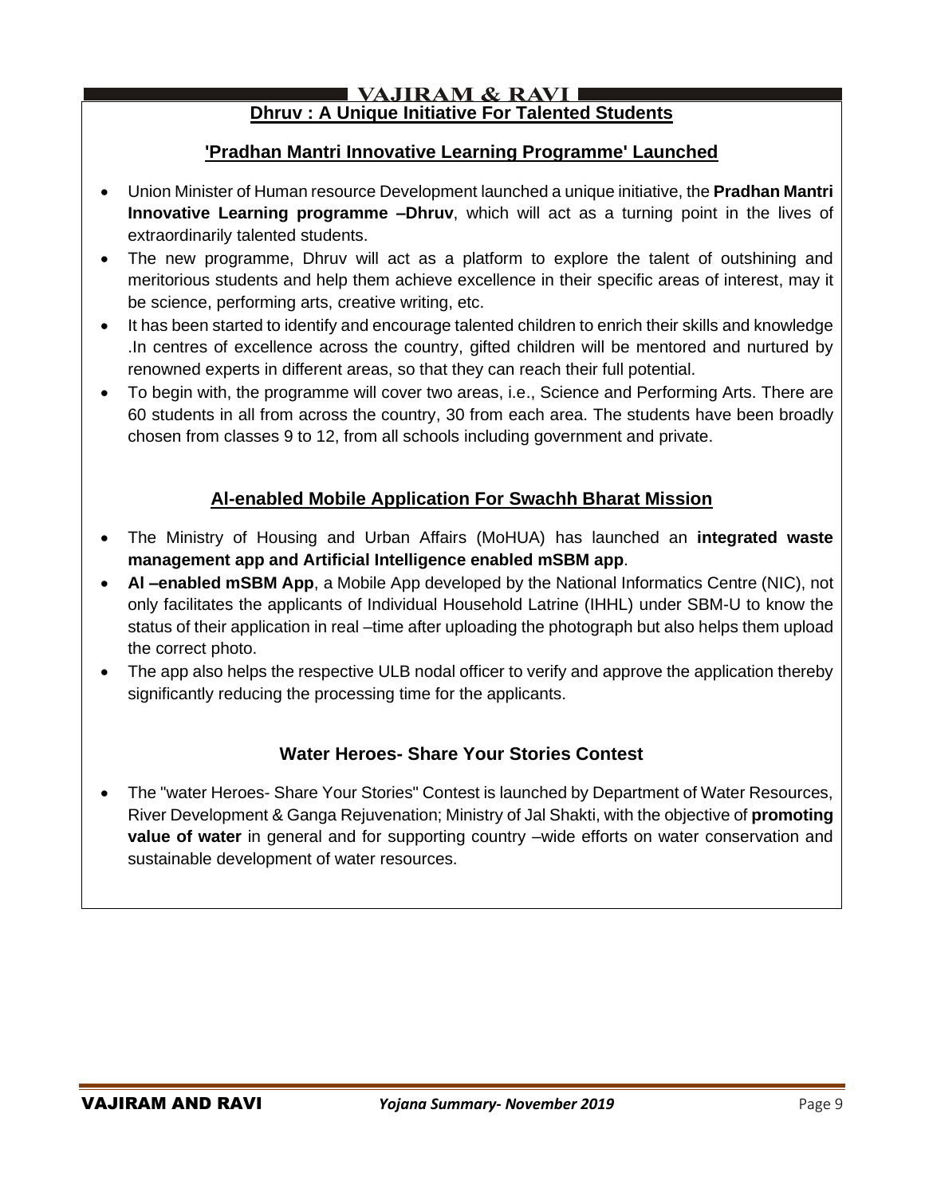## Dhruv : A Unique Initiative For Talented Students

### 'Pradhan Mantri Innovative Learning Programme' Launched

- Union Minister of Human resource Development launched a unique initiative, the **Pradhan Mantri Innovative Learning programme –Dhruv**, which will act as a turning point in the lives of extraordinarily talented students.
- The new programme, Dhruv will act as a platform to explore the talent of outshining and meritorious students and help them achieve excellence in their specific areas of interest, may it be science, performing arts, creative writing, etc.
- It has been started to identify and encourage talented children to enrich their skills and knowledge .In centres of excellence across the country, gifted children will be mentored and nurtured by renowned experts in different areas, so that they can reach their full potential.
- To begin with, the programme will cover two areas, i.e., Science and Performing Arts. There are 60 students in all from across the country, 30 from each area. The students have been broadly chosen from classes 9 to 12, from all schools including government and private.

### Al-enabled Mobile Application For Swachh Bharat Mission

- The Ministry of Housing and Urban Affairs (MoHUA) has launched an **integrated waste management app and Artificial Intelligence enabled mSBM app**.
- **Al –enabled mSBM App**, a Mobile App developed by the National Informatics Centre (NIC), not only facilitates the applicants of Individual Household Latrine (IHHL) under SBM-U to know the status of their application in real –time after uploading the photograph but also helps them upload the correct photo.
- The app also helps the respective ULB nodal officer to verify and approve the application thereby significantly reducing the processing time for the applicants.

### Water Heroes- Share Your Stories Contest

- The "water Heroes- Share Your Stories" Contest is launched by Department of Water Resources, River Development & Ganga Rejuvenation; Ministry of Jal Shakti, with the objective of **promoting value of water** in general and for supporting country –wide efforts on water conservation and sustainable development of water resources.